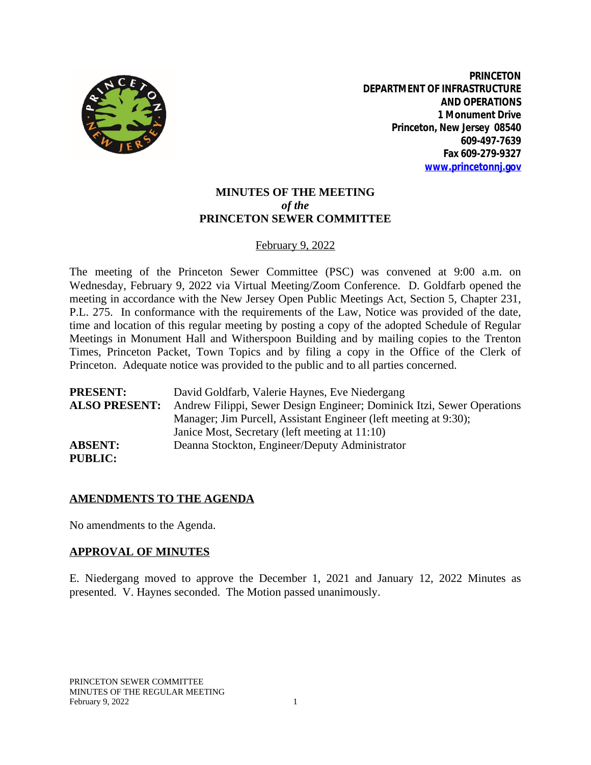**PRINCETON**
**DEPARTMENT OF INFRASTRUCTURE AND OPERATIONS**
**1 Monument Drive**
**Princeton, New Jersey 08540**
**609-497-7639**
**Fax 609-279-9327**
**www.princetonnj.gov**

# MINUTES OF THE MEETING *of the* PRINCETON SEWER COMMITTEE

February 9, 2022

The meeting of the Princeton Sewer Committee (PSC) was convened at 9:00 a.m. on Wednesday, February 9, 2022 via Virtual Meeting/Zoom Conference. D. Goldfarb opened the meeting in accordance with the New Jersey Open Public Meetings Act, Section 5, Chapter 231, P.L. 275. In conformance with the requirements of the Law, Notice was provided of the date, time and location of this regular meeting by posting a copy of the adopted Schedule of Regular Meetings in Monument Hall and Witherspoon Building and by mailing copies to the Trenton Times, Princeton Packet, Town Topics and by filing a copy in the Office of the Clerk of Princeton. Adequate notice was provided to the public and to all parties concerned.

**PRESENT:** David Goldfarb, Valerie Haynes, Eve Niedergang
**ALSO PRESENT:** Andrew Filippi, Sewer Design Engineer; Dominick Itzi, Sewer Operations Manager; Jim Purcell, Assistant Engineer (left meeting at 9:30); Janice Most, Secretary (left meeting at 11:10)
**ABSENT:** Deanna Stockton, Engineer/Deputy Administrator
**PUBLIC:**

## AMENDMENTS TO THE AGENDA

No amendments to the Agenda.

## APPROVAL OF MINUTES

E. Niedergang moved to approve the December 1, 2021 and January 12, 2022 Minutes as presented. V. Haynes seconded. The Motion passed unanimously.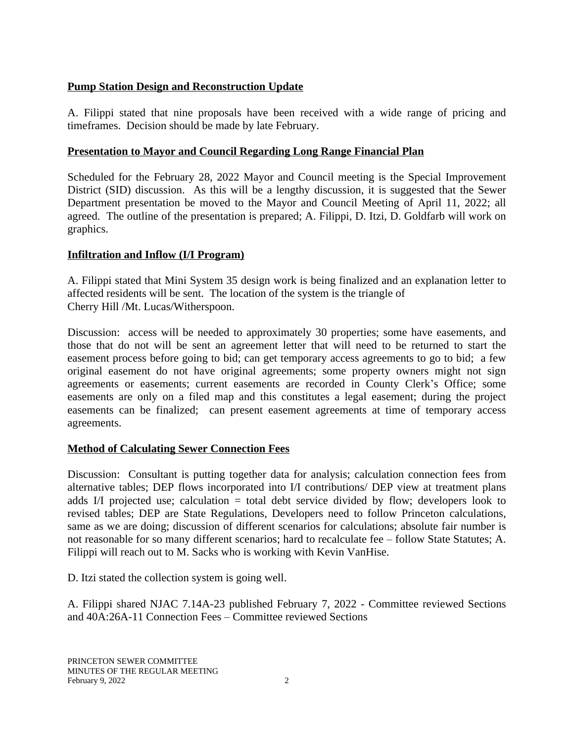**Pump Station Design and Reconstruction Update**

A. Filippi stated that nine proposals have been received with a wide range of pricing and timeframes. Decision should be made by late February.

**Presentation to Mayor and Council Regarding Long Range Financial Plan**

Scheduled for the February 28, 2022 Mayor and Council meeting is the Special Improvement District (SID) discussion. As this will be a lengthy discussion, it is suggested that the Sewer Department presentation be moved to the Mayor and Council Meeting of April 11, 2022; all agreed. The outline of the presentation is prepared; A. Filippi, D. Itzi, D. Goldfarb will work on graphics.

**Infiltration and Inflow (I/I Program)**

A. Filippi stated that Mini System 35 design work is being finalized and an explanation letter to affected residents will be sent. The location of the system is the triangle of Cherry Hill /Mt. Lucas/Witherspoon.

Discussion: access will be needed to approximately 30 properties; some have easements, and those that do not will be sent an agreement letter that will need to be returned to start the easement process before going to bid; can get temporary access agreements to go to bid; a few original easement do not have original agreements; some property owners might not sign agreements or easements; current easements are recorded in County Clerk's Office; some easements are only on a filed map and this constitutes a legal easement; during the project easements can be finalized; can present easement agreements at time of temporary access agreements.

**Method of Calculating Sewer Connection Fees**

Discussion: Consultant is putting together data for analysis; calculation connection fees from alternative tables; DEP flows incorporated into I/I contributions/ DEP view at treatment plans adds I/I projected use; calculation = total debt service divided by flow; developers look to revised tables; DEP are State Regulations, Developers need to follow Princeton calculations, same as we are doing; discussion of different scenarios for calculations; absolute fair number is not reasonable for so many different scenarios; hard to recalculate fee – follow State Statutes; A. Filippi will reach out to M. Sacks who is working with Kevin VanHise.

D. Itzi stated the collection system is going well.

A. Filippi shared NJAC 7.14A-23 published February 7, 2022 - Committee reviewed Sections and 40A:26A-11 Connection Fees – Committee reviewed Sections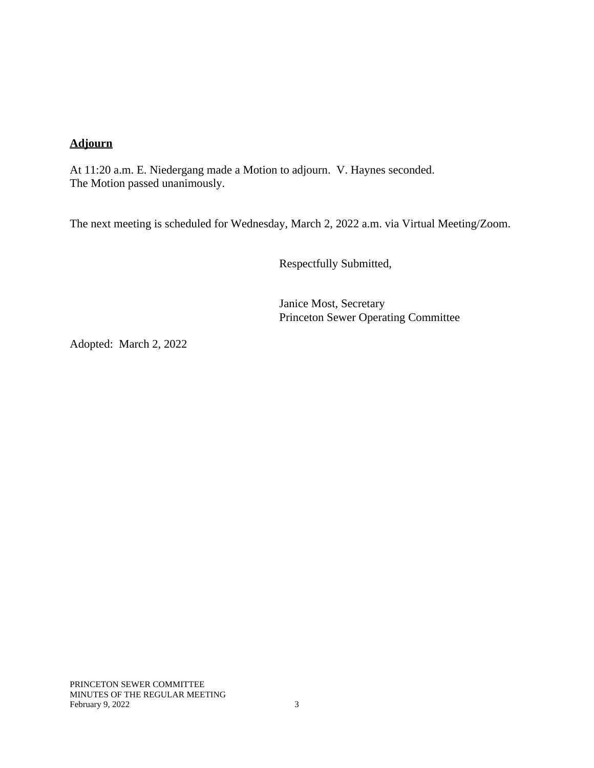**Adjourn**

At 11:20 a.m. E. Niedergang made a Motion to adjourn. V. Haynes seconded.
The Motion passed unanimously.

The next meeting is scheduled for Wednesday, March 2, 2022 a.m. via Virtual Meeting/Zoom.

Respectfully Submitted,

Janice Most, Secretary
Princeton Sewer Operating Committee

Adopted: March 2, 2022